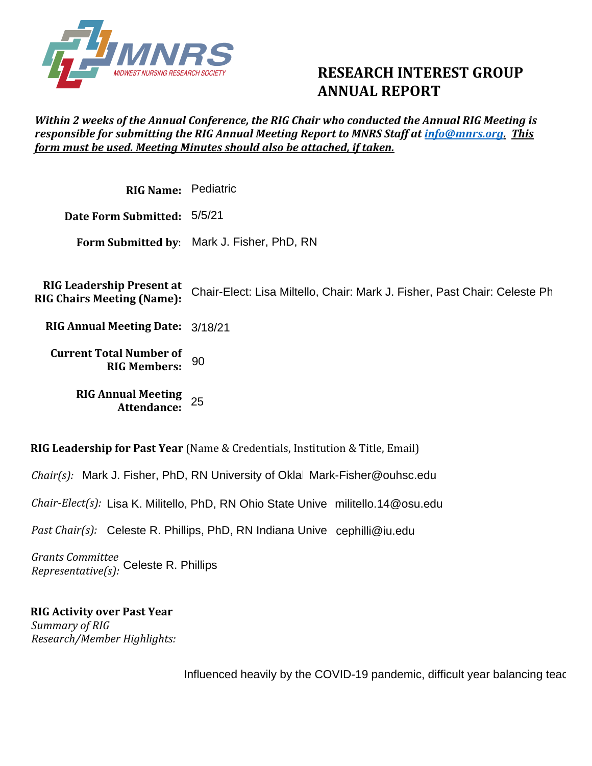MNRS
MIDWEST NURSING RESEARCH SOCIETY

# RESEARCH INTEREST GROUP ANNUAL REPORT

***Within 2 weeks of the Annual Conference, the RIG Chair who conducted the Annual RIG Meeting is responsible for submitting the RIG Annual Meeting Report to MNRS Staff at info@mnrs.org. <u>This form must be used. Meeting Minutes should also be attached, if taken.</u>***

**RIG Name:** Pediatric

**Date Form Submitted:** 5/5/21

**Form Submitted by:** Mark J. Fisher, PhD, RN

**RIG Leadership Present at RIG Chairs Meeting (Name):** Chair-Elect: Lisa Miltello, Chair: Mark J. Fisher, Past Chair: Celeste Ph

**RIG Annual Meeting Date:** 3/18/21

**Current Total Number of RIG Members:** 90

**RIG Annual Meeting Attendance:** 25

**RIG Leadership for Past Year** (Name & Credentials, Institution & Title, Email)

*Chair(s):* Mark J. Fisher, PhD, RN University of Okla Mark-Fisher@ouhsc.edu

*Chair-Elect(s):* Lisa K. Militello, PhD, RN Ohio State Unive militello.14@osu.edu

*Past Chair(s):* Celeste R. Phillips, PhD, RN Indiana Unive cephilli@iu.edu

*Grants Committee Representative(s):* Celeste R. Phillips

**RIG Activity over Past Year**

*Summary of RIG Research/Member Highlights:*

Influenced heavily by the COVID-19 pandemic, difficult year balancing teac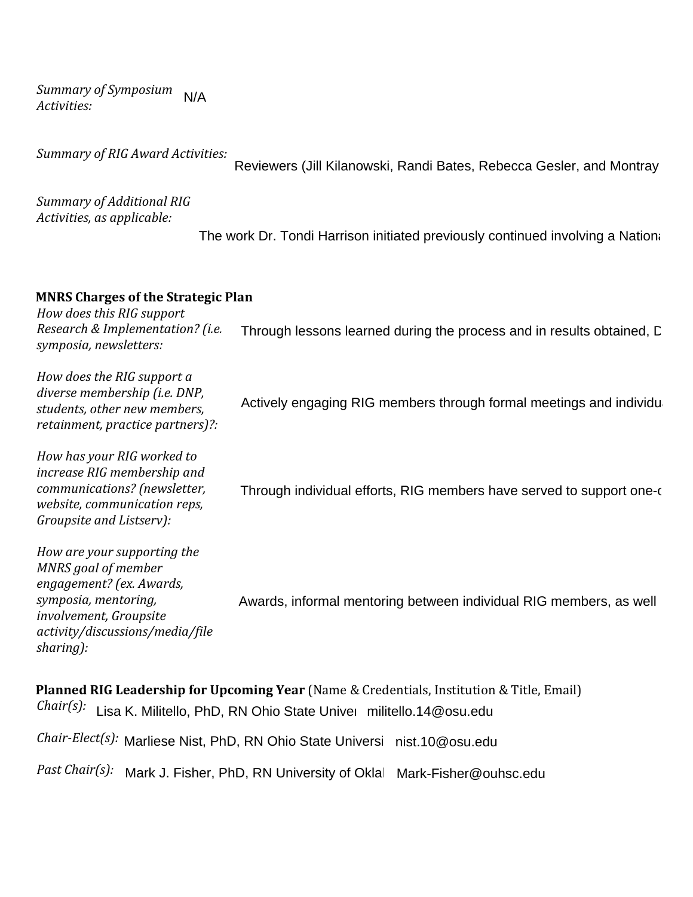*Summary of Symposium Activities:* N/A

*Summary of RIG Award Activities:* Reviewers (Jill Kilanowski, Randi Bates, Rebecca Gesler, and Montray

*Summary of Additional RIG Activities, as applicable:* The work Dr. Tondi Harrison initiated previously continued involving a Nationa

**MNRS Charges of the Strategic Plan**

| | |
|---|---|
| *How does this RIG support Research & Implementation? (i.e. symposia, newsletters:* | Through lessons learned during the process and in results obtained, D |
| *How does the RIG support a diverse membership (i.e. DNP, students, other new members, retainment, practice partners)?:* | Actively engaging RIG members through formal meetings and individu |
| *How has your RIG worked to increase RIG membership and communications? (newsletter, website, communication reps, Groupsite and Listserv):* | Through individual efforts, RIG members have served to support one-c |
| *How are your supporting the MNRS goal of member engagement? (ex. Awards, symposia, mentoring, involvement, Groupsite activity/discussions/media/file sharing):* | Awards, informal mentoring between individual RIG members, as well |

**Planned RIG Leadership for Upcoming Year** (Name & Credentials, Institution & Title, Email)

| | | |
|---|---|---|
| *Chair(s):* | Lisa K. Militello, PhD, RN Ohio State Univer | militello.14@osu.edu |
| *Chair-Elect(s):* | Marliese Nist, PhD, RN Ohio State Universi | nist.10@osu.edu |
| *Past Chair(s):* | Mark J. Fisher, PhD, RN University of Oklal | Mark-Fisher@ouhsc.edu |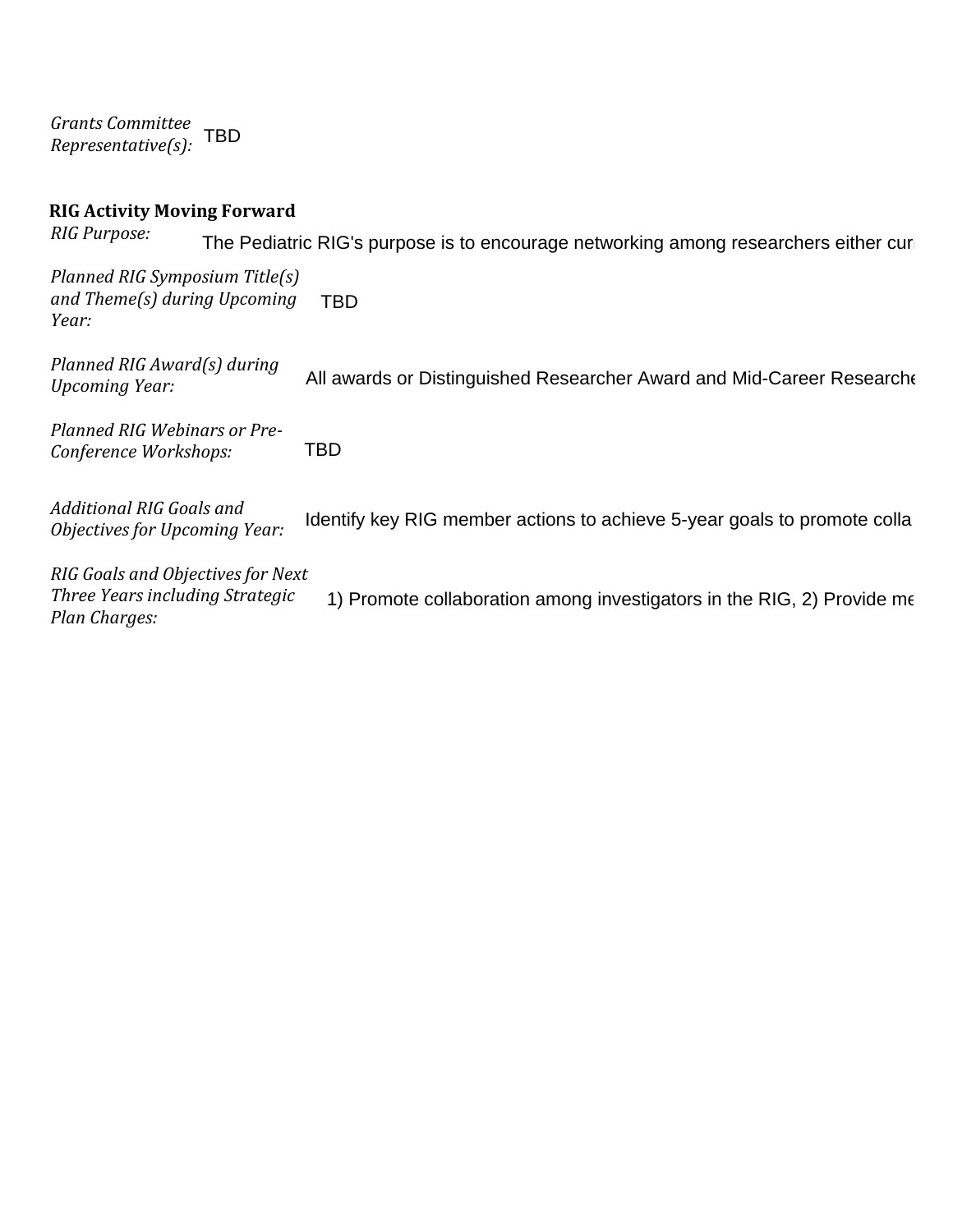*Grants Committee Representative(s):* TBD

**RIG Activity Moving Forward**

*RIG Purpose:* The Pediatric RIG's purpose is to encourage networking among researchers either cur

*Planned RIG Symposium Title(s) and Theme(s) during Upcoming Year:* TBD

*Planned RIG Award(s) during Upcoming Year:* All awards or Distinguished Researcher Award and Mid-Career Researche

*Planned RIG Webinars or Pre-Conference Workshops:* TBD

*Additional RIG Goals and Objectives for Upcoming Year:* Identify key RIG member actions to achieve 5-year goals to promote colla

*RIG Goals and Objectives for Next Three Years including Strategic Plan Charges:* 1) Promote collaboration among investigators in the RIG, 2) Provide me